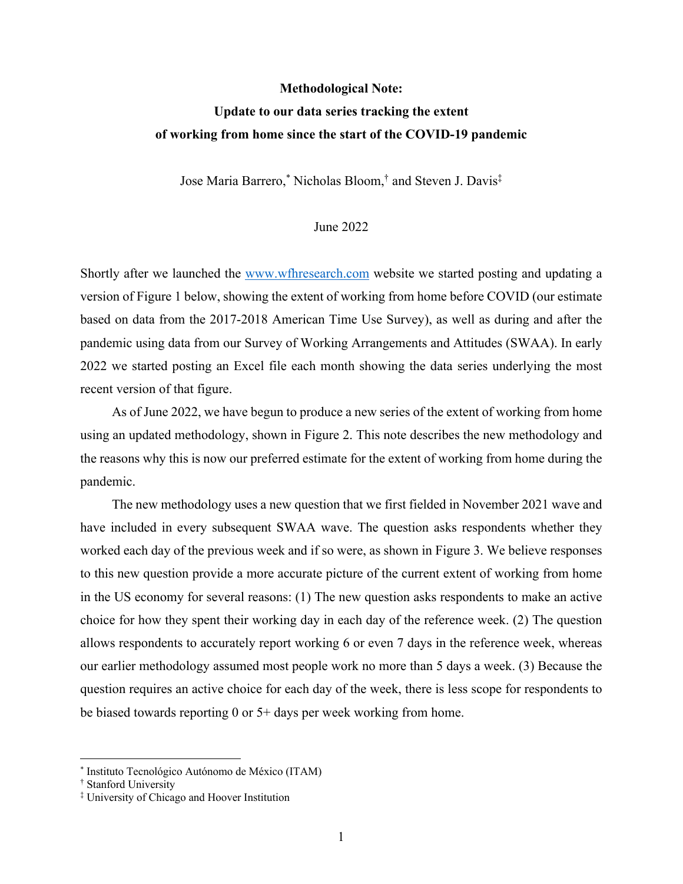**Methodological Note:**

**Update to our data series tracking the extent of working from home since the start of the COVID-19 pandemic**

Jose Maria Barrero,[*] Nicholas Bloom,[†] and Steven J. Davis[‡]

June 2022

Shortly after we launched the www.wfhresearch.com website we started posting and updating a version of Figure 1 below, showing the extent of working from home before COVID (our estimate based on data from the 2017-2018 American Time Use Survey), as well as during and after the pandemic using data from our Survey of Working Arrangements and Attitudes (SWAA). In early 2022 we started posting an Excel file each month showing the data series underlying the most recent version of that figure.

As of June 2022, we have begun to produce a new series of the extent of working from home using an updated methodology, shown in Figure 2. This note describes the new methodology and the reasons why this is now our preferred estimate for the extent of working from home during the pandemic.

The new methodology uses a new question that we first fielded in November 2021 wave and have included in every subsequent SWAA wave. The question asks respondents whether they worked each day of the previous week and if so were, as shown in Figure 3. We believe responses to this new question provide a more accurate picture of the current extent of working from home in the US economy for several reasons: (1) The new question asks respondents to make an active choice for how they spent their working day in each day of the reference week. (2) The question allows respondents to accurately report working 6 or even 7 days in the reference week, whereas our earlier methodology assumed most people work no more than 5 days a week. (3) Because the question requires an active choice for each day of the week, there is less scope for respondents to be biased towards reporting 0 or 5+ days per week working from home.

[*] Instituto Tecnológico Autónomo de México (ITAM)

[†] Stanford University

[‡] University of Chicago and Hoover Institution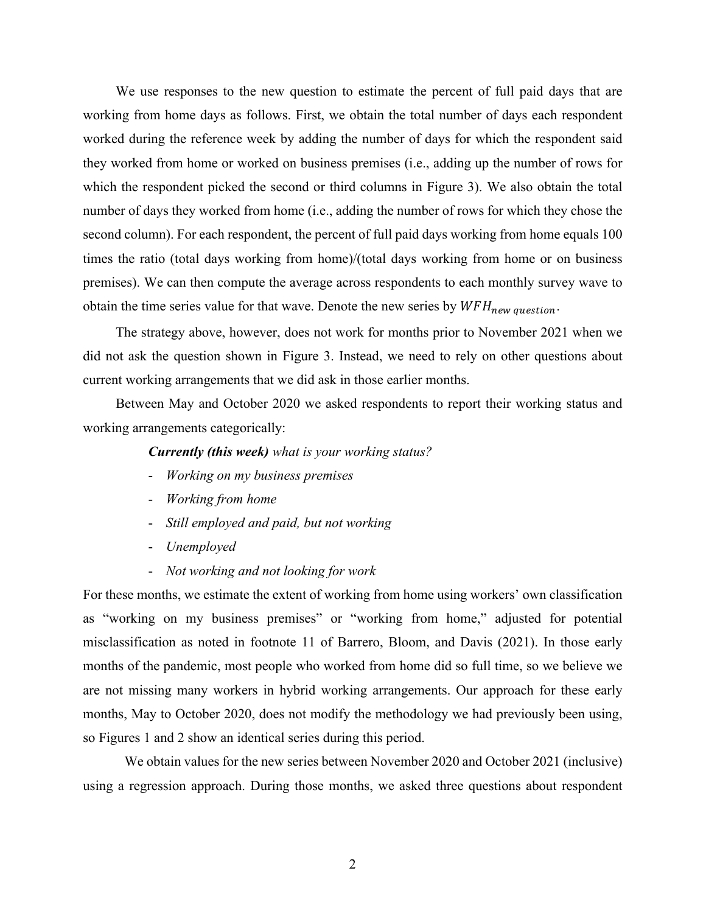We use responses to the new question to estimate the percent of full paid days that are working from home days as follows. First, we obtain the total number of days each respondent worked during the reference week by adding the number of days for which the respondent said they worked from home or worked on business premises (i.e., adding up the number of rows for which the respondent picked the second or third columns in Figure 3). We also obtain the total number of days they worked from home (i.e., adding the number of rows for which they chose the second column). For each respondent, the percent of full paid days working from home equals 100 times the ratio (total days working from home)/(total days working from home or on business premises). We can then compute the average across respondents to each monthly survey wave to obtain the time series value for that wave. Denote the new series by $WFH_{new\ question}$.

The strategy above, however, does not work for months prior to November 2021 when we did not ask the question shown in Figure 3. Instead, we need to rely on other questions about current working arrangements that we did ask in those earlier months.

Between May and October 2020 we asked respondents to report their working status and working arrangements categorically:

***Currently (this week)** what is your working status?*

- *Working on my business premises*
- *Working from home*
- *Still employed and paid, but not working*
- *Unemployed*
- *Not working and not looking for work*

For these months, we estimate the extent of working from home using workers' own classification as "working on my business premises" or "working from home," adjusted for potential misclassification as noted in footnote 11 of Barrero, Bloom, and Davis (2021). In those early months of the pandemic, most people who worked from home did so full time, so we believe we are not missing many workers in hybrid working arrangements. Our approach for these early months, May to October 2020, does not modify the methodology we had previously been using, so Figures 1 and 2 show an identical series during this period.

We obtain values for the new series between November 2020 and October 2021 (inclusive) using a regression approach. During those months, we asked three questions about respondent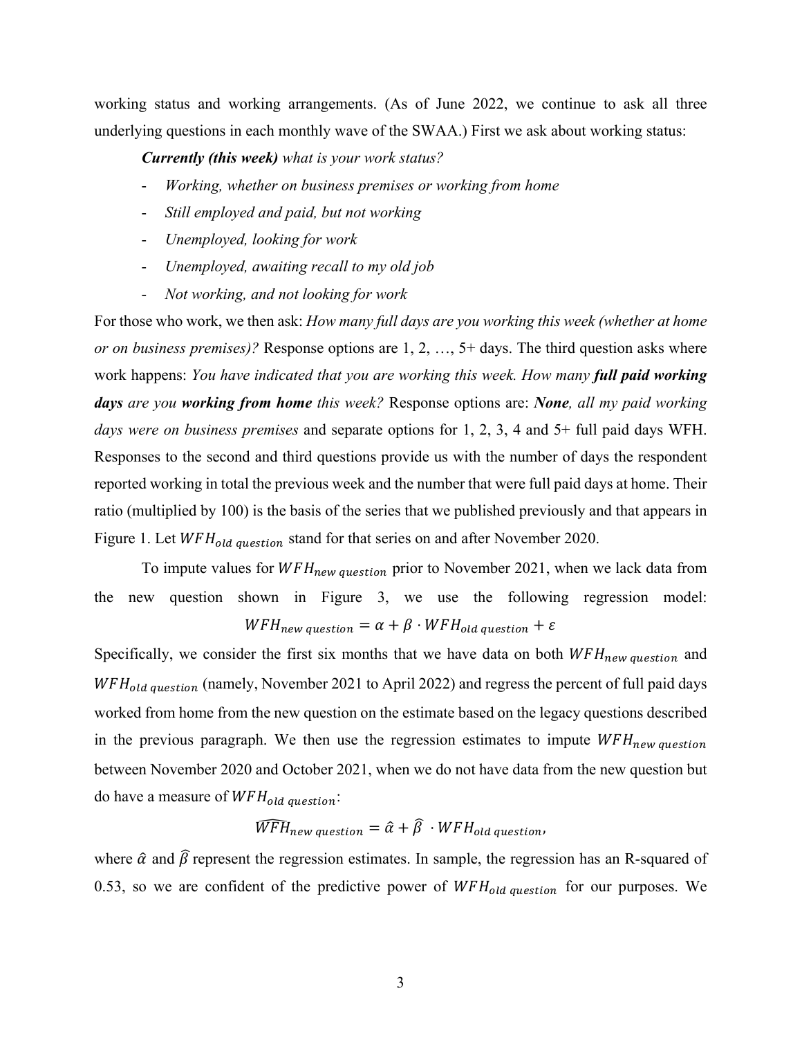working status and working arrangements. (As of June 2022, we continue to ask all three underlying questions in each monthly wave of the SWAA.) First we ask about working status:

***Currently (this week)*** *what is your work status?*

- *Working, whether on business premises or working from home*
- *Still employed and paid, but not working*
- *Unemployed, looking for work*
- *Unemployed, awaiting recall to my old job*
- *Not working, and not looking for work*

For those who work, we then ask: *How many full days are you working this week (whether at home or on business premises)?* Response options are 1, 2, …, 5+ days. The third question asks where work happens: *You have indicated that you are working this week. How many* ***full paid working days*** *are you* ***working from home*** *this week?* Response options are: ***None****, all my paid working days were on business premises* and separate options for 1, 2, 3, 4 and 5+ full paid days WFH. Responses to the second and third questions provide us with the number of days the respondent reported working in total the previous week and the number that were full paid days at home. Their ratio (multiplied by 100) is the basis of the series that we published previously and that appears in Figure 1. Let $WFH_{old\ question}$ stand for that series on and after November 2020.

To impute values for $WFH_{new\ question}$ prior to November 2021, when we lack data from the new question shown in Figure 3, we use the following regression model:

$$WFH_{new\ question} = \alpha + \beta \cdot WFH_{old\ question} + \varepsilon$$

Specifically, we consider the first six months that we have data on both $WFH_{new\ question}$ and $WFH_{old\ question}$ (namely, November 2021 to April 2022) and regress the percent of full paid days worked from home from the new question on the estimate based on the legacy questions described in the previous paragraph. We then use the regression estimates to impute $WFH_{new\ question}$ between November 2020 and October 2021, when we do not have data from the new question but do have a measure of $WFH_{old\ question}$:

$$\widehat{WFH}_{new\ question} = \hat{\alpha} + \hat{\beta} \cdot WFH_{old\ question},$$

where $\hat{\alpha}$ and $\hat{\beta}$ represent the regression estimates. In sample, the regression has an R-squared of 0.53, so we are confident of the predictive power of $WFH_{old\ question}$ for our purposes. We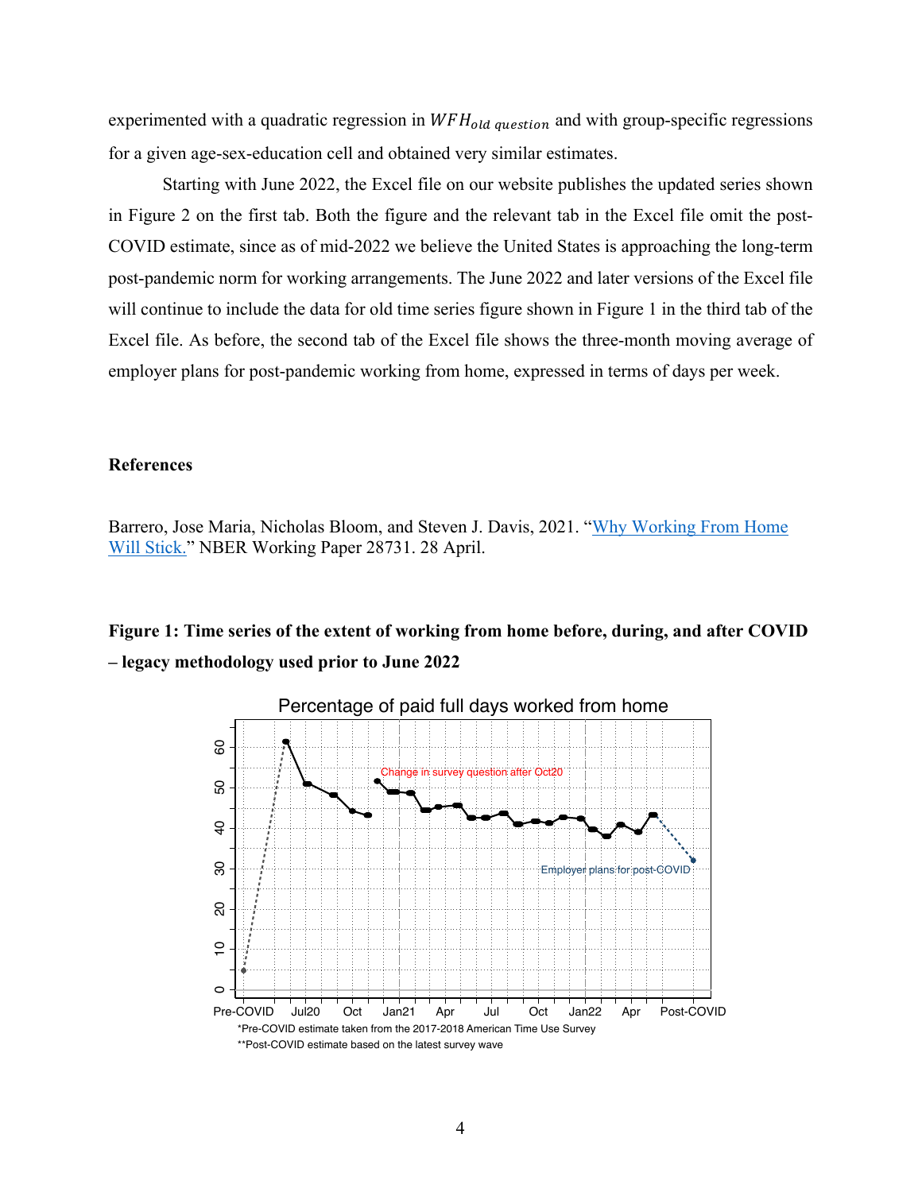experimented with a quadratic regression in $WFH_{old\ question}$ and with group-specific regressions for a given age-sex-education cell and obtained very similar estimates.

Starting with June 2022, the Excel file on our website publishes the updated series shown in Figure 2 on the first tab. Both the figure and the relevant tab in the Excel file omit the post-COVID estimate, since as of mid-2022 we believe the United States is approaching the long-term post-pandemic norm for working arrangements. The June 2022 and later versions of the Excel file will continue to include the data for old time series figure shown in Figure 1 in the third tab of the Excel file. As before, the second tab of the Excel file shows the three-month moving average of employer plans for post-pandemic working from home, expressed in terms of days per week.

### References

Barrero, Jose Maria, Nicholas Bloom, and Steven J. Davis, 2021. "Why Working From Home Will Stick." NBER Working Paper 28731. 28 April.

**Figure 1: Time series of the extent of working from home before, during, and after COVID – legacy methodology used prior to June 2022**

Percentage of paid full days worked from home

*Pre-COVID estimate taken from the 2017-2018 American Time Use Survey
**Post-COVID estimate based on the latest survey wave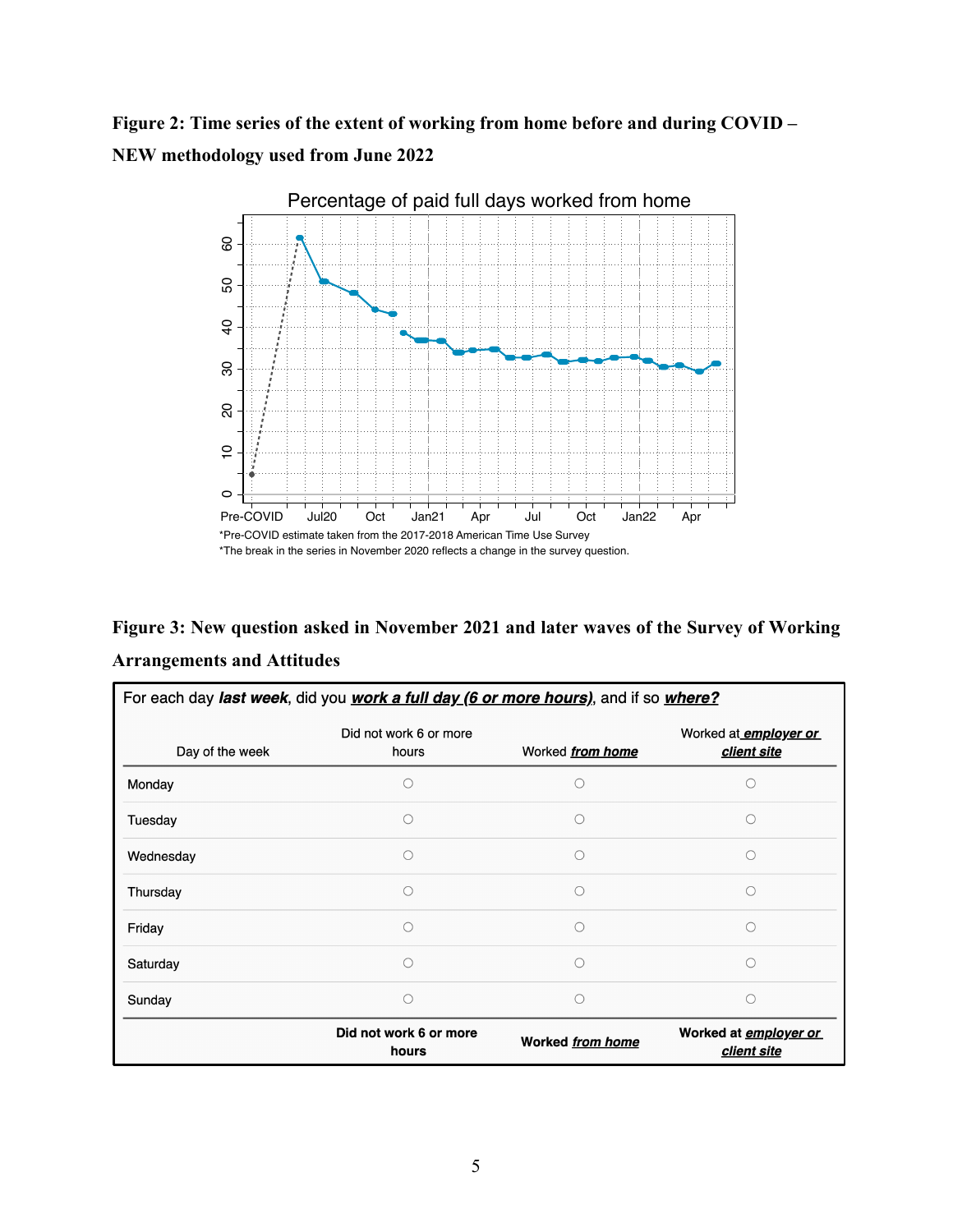**Figure 2: Time series of the extent of working from home before and during COVID – NEW methodology used from June 2022**

Percentage of paid full days worked from home

0
10
20
30
40
50
60

Pre-COVID
Jul20
Oct
Jan21
Apr
Jul
Oct
Jan22
Apr

*Pre-COVID estimate taken from the 2017-2018 American Time Use Survey

*The break in the series in November 2020 reflects a change in the survey question.

**Figure 3: New question asked in November 2021 and later waves of the Survey of Working Arrangements and Attitudes**

For each day ***last week***, did you ***work a full day (6 or more hours)***, and if so ***where?***

| Day of the week | Did not work 6 or more hours | Worked ***from home*** | Worked at ***employer or client site*** |
|---|---|---|---|
| Monday | ○ | ○ | ○ |
| Tuesday | ○ | ○ | ○ |
| Wednesday | ○ | ○ | ○ |
| Thursday | ○ | ○ | ○ |
| Friday | ○ | ○ | ○ |
| Saturday | ○ | ○ | ○ |
| Sunday | ○ | ○ | ○ |
| | **Did not work 6 or more hours** | **Worked *from home*** | **Worked at *employer or client site*** |